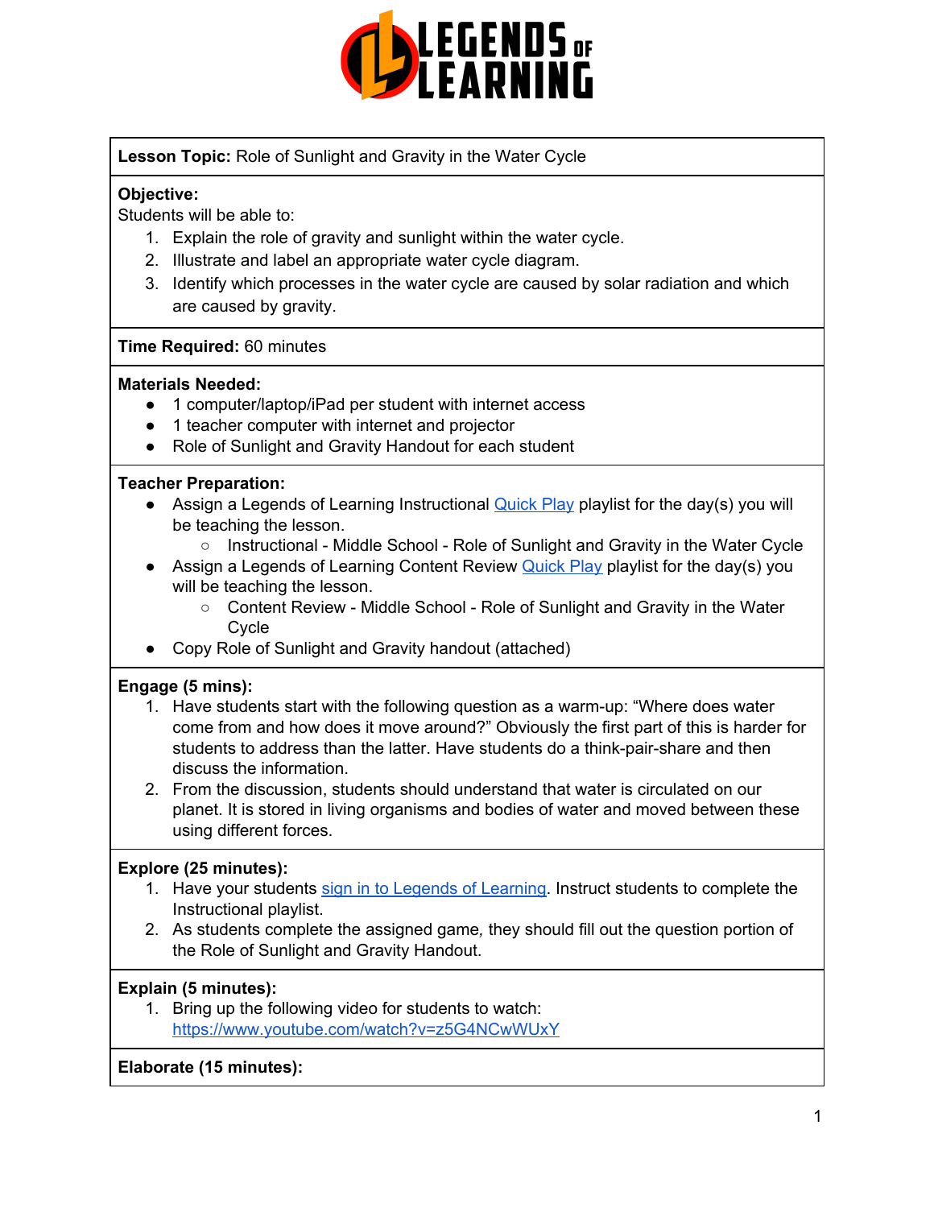**Lesson Topic:** Role of Sunlight and Gravity in the Water Cycle

**Objective:**
Students will be able to:
1. Explain the role of gravity and sunlight within the water cycle.
2. Illustrate and label an appropriate water cycle diagram.
3. Identify which processes in the water cycle are caused by solar radiation and which are caused by gravity.

**Time Required:** 60 minutes

**Materials Needed:**
- 1 computer/laptop/iPad per student with internet access
- 1 teacher computer with internet and projector
- Role of Sunlight and Gravity Handout for each student

**Teacher Preparation:**
- Assign a Legends of Learning Instructional Quick Play playlist for the day(s) you will be teaching the lesson.
  - Instructional - Middle School - Role of Sunlight and Gravity in the Water Cycle
- Assign a Legends of Learning Content Review Quick Play playlist for the day(s) you will be teaching the lesson.
  - Content Review - Middle School - Role of Sunlight and Gravity in the Water Cycle
- Copy Role of Sunlight and Gravity handout (attached)

**Engage (5 mins):**
1. Have students start with the following question as a warm-up: "Where does water come from and how does it move around?" Obviously the first part of this is harder for students to address than the latter. Have students do a think-pair-share and then discuss the information.
2. From the discussion, students should understand that water is circulated on our planet. It is stored in living organisms and bodies of water and moved between these using different forces.

**Explore (25 minutes):**
1. Have your students sign in to Legends of Learning. Instruct students to complete the Instructional playlist.
2. As students complete the assigned game, they should fill out the question portion of the Role of Sunlight and Gravity Handout.

**Explain (5 minutes):**
1. Bring up the following video for students to watch: https://www.youtube.com/watch?v=z5G4NCwWUxY

**Elaborate (15 minutes):**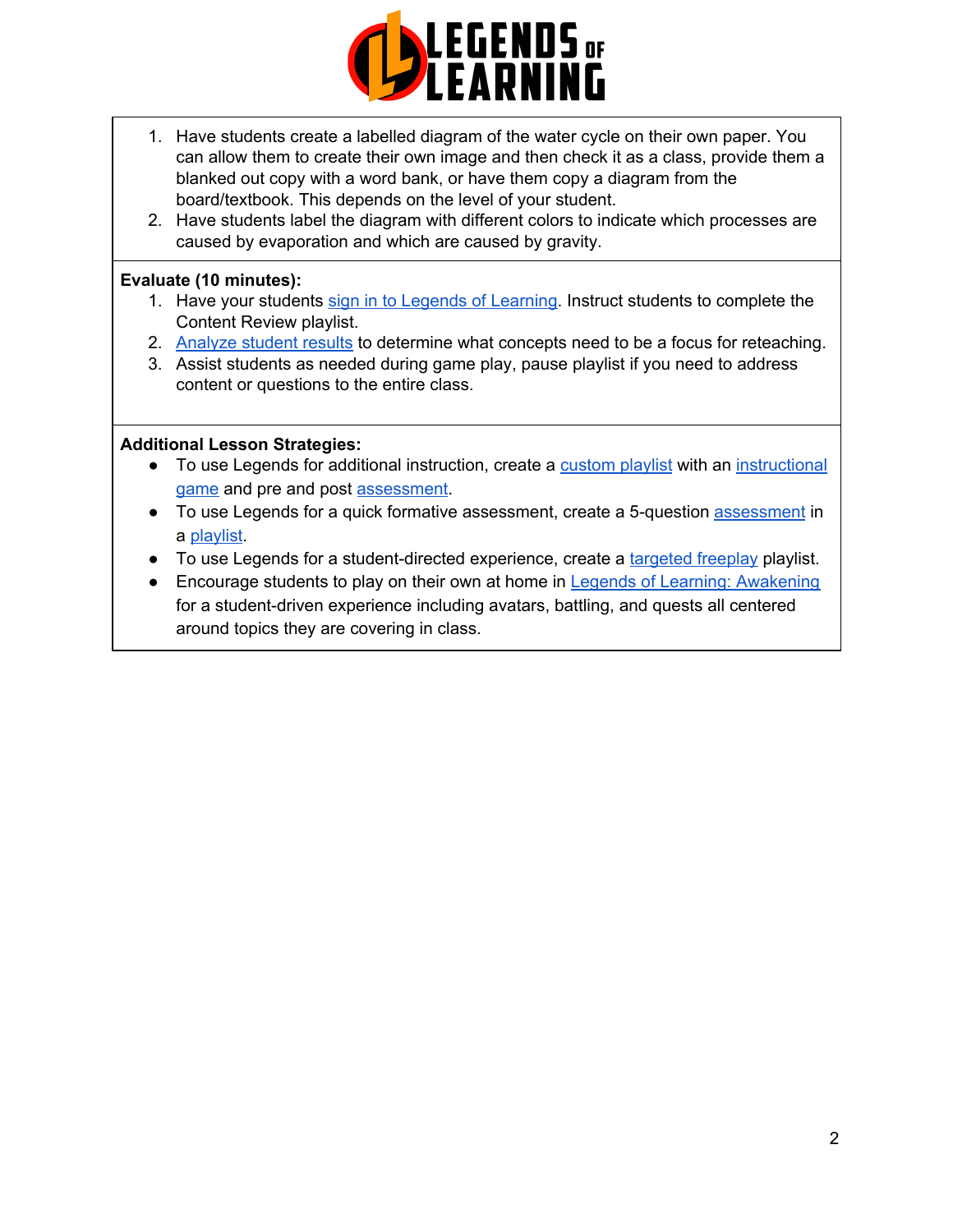1. Have students create a labelled diagram of the water cycle on their own paper. You can allow them to create their own image and then check it as a class, provide them a blanked out copy with a word bank, or have them copy a diagram from the board/textbook. This depends on the level of your student.
2. Have students label the diagram with different colors to indicate which processes are caused by evaporation and which are caused by gravity.

**Evaluate (10 minutes):**

1. Have your students sign in to Legends of Learning. Instruct students to complete the Content Review playlist.
2. Analyze student results to determine what concepts need to be a focus for reteaching.
3. Assist students as needed during game play, pause playlist if you need to address content or questions to the entire class.

**Additional Lesson Strategies:**

- To use Legends for additional instruction, create a custom playlist with an instructional game and pre and post assessment.
- To use Legends for a quick formative assessment, create a 5-question assessment in a playlist.
- To use Legends for a student-directed experience, create a targeted freeplay playlist.
- Encourage students to play on their own at home in Legends of Learning: Awakening for a student-driven experience including avatars, battling, and quests all centered around topics they are covering in class.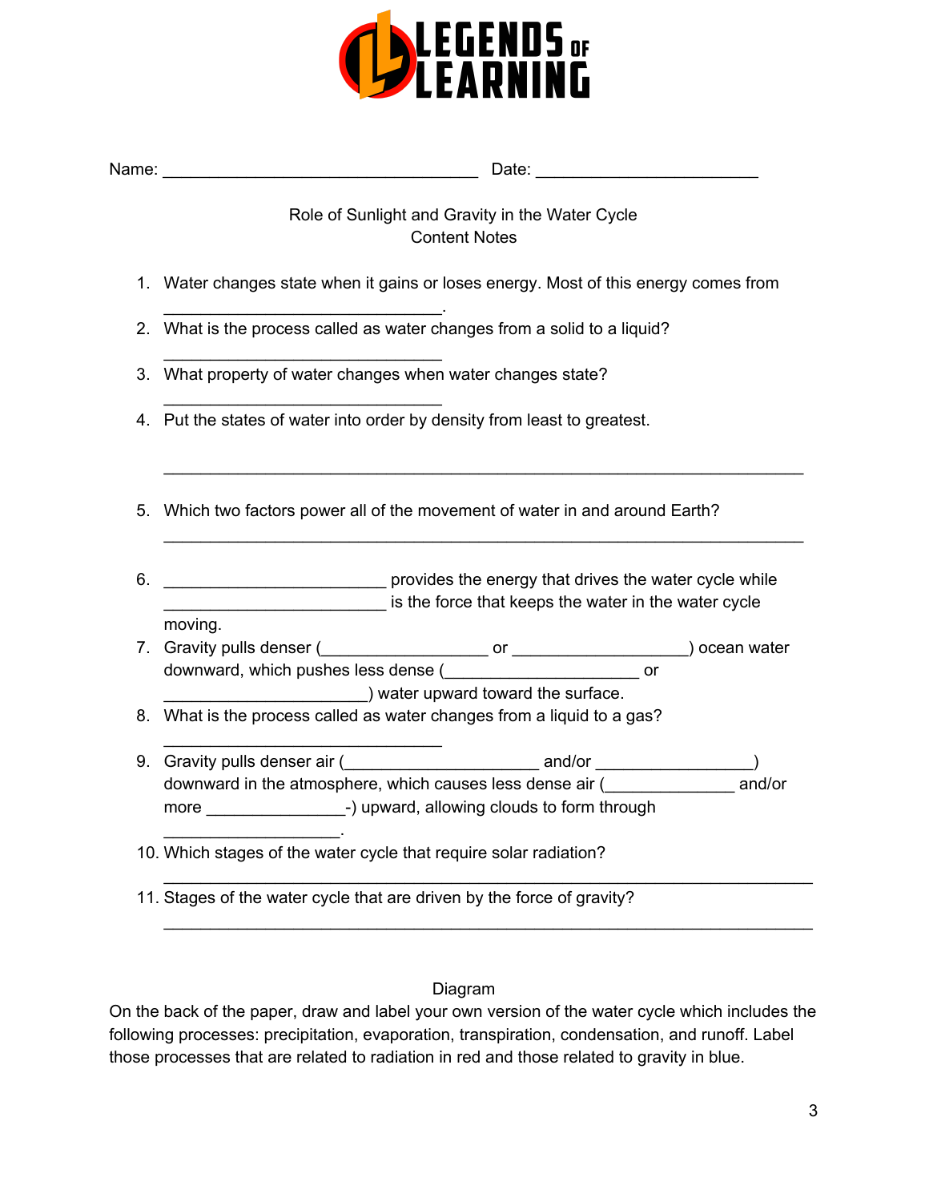Name: ________________________________ Date: ______________________

Role of Sunlight and Gravity in the Water Cycle
Content Notes

1. Water changes state when it gains or loses energy. Most of this energy comes from ____________________________.
2. What is the process called as water changes from a solid to a liquid? ____________________________
3. What property of water changes when water changes state? ____________________________
4. Put the states of water into order by density from least to greatest.

   _________________________________________________________________
5. Which two factors power all of the movement of water in and around Earth? _________________________________________________________________
6. ______________________ provides the energy that drives the water cycle while ______________________ is the force that keeps the water in the water cycle moving.
7. Gravity pulls denser (_________________ or _________________) ocean water downward, which pushes less dense (___________________ or ___________________) water upward toward the surface.
8. What is the process called as water changes from a liquid to a gas? ____________________________
9. Gravity pulls denser air (___________________ and/or ________________) downward in the atmosphere, which causes less dense air (_____________ and/or more ______________-) upward, allowing clouds to form through ________________.
10. Which stages of the water cycle that require solar radiation? _________________________________________________________________
11. Stages of the water cycle that are driven by the force of gravity? _________________________________________________________________

Diagram

On the back of the paper, draw and label your own version of the water cycle which includes the following processes: precipitation, evaporation, transpiration, condensation, and runoff. Label those processes that are related to radiation in red and those related to gravity in blue.